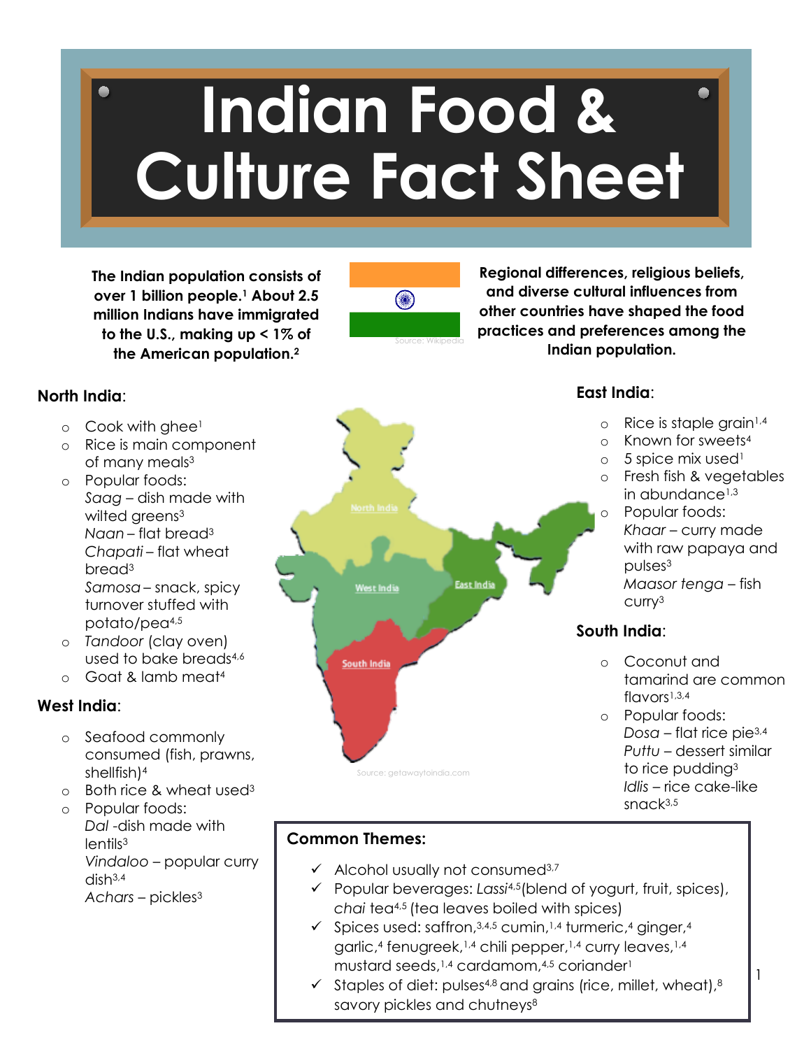# Indian Food & Culture Fact Sheet

**The Indian population consists of over 1 billion people.[1] About 2.5 million Indians have immigrated to the U.S., making up < 1% of the American population.[2]**

Source: Wikipedia

**Regional differences, religious beliefs, and diverse cultural influences from other countries have shaped the food practices and preferences among the Indian population.**

## North India:

- Cook with ghee[1]
- Rice is main component of many meals[3]
- Popular foods:
  *Saag* – dish made with wilted greens[3]
  *Naan* – flat bread[3]
  *Chapati* – flat wheat bread[3]
  *Samosa* – snack, spicy turnover stuffed with potato/pea[4,5]
- *Tandoor* (clay oven) used to bake breads[4,6]
- Goat & lamb meat[4]

## West India:

- Seafood commonly consumed (fish, prawns, shellfish)[4]
- Both rice & wheat used[3]
- Popular foods:
  *Dal* -dish made with lentils[3]
  *Vindaloo* – popular curry dish[3,4]
  *Achars* – pickles[3]

North India | West India | East India | South India

Source: getawaytoindia.com

## East India:

- Rice is staple grain[1,4]
- Known for sweets[4]
- 5 spice mix used[1]
- Fresh fish & vegetables in abundance[1,3]
- Popular foods:
  *Khaar* – curry made with raw papaya and pulses[3]
  *Maasor tenga* – fish curry[3]

## South India:

- Coconut and tamarind are common flavors[1,3,4]
- Popular foods:
  *Dosa* – flat rice pie[3,4]
  *Puttu* – dessert similar to rice pudding[3]
  *Idlis* – rice cake-like snack[3,5]

## Common Themes:

- ✓ Alcohol usually not consumed[3,7]
- ✓ Popular beverages: *Lassi*[4,5](blend of yogurt, fruit, spices), *chai* tea[4,5] (tea leaves boiled with spices)
- ✓ Spices used: saffron,[3,4,5] cumin,[1,4] turmeric,[4] ginger,[4] garlic,[4] fenugreek,[1,4] chili pepper,[1,4] curry leaves,[1,4] mustard seeds,[1,4] cardamom,[4,5] coriander[1]
- ✓ Staples of diet: pulses[4,8] and grains (rice, millet, wheat),[8] savory pickles and chutneys[8]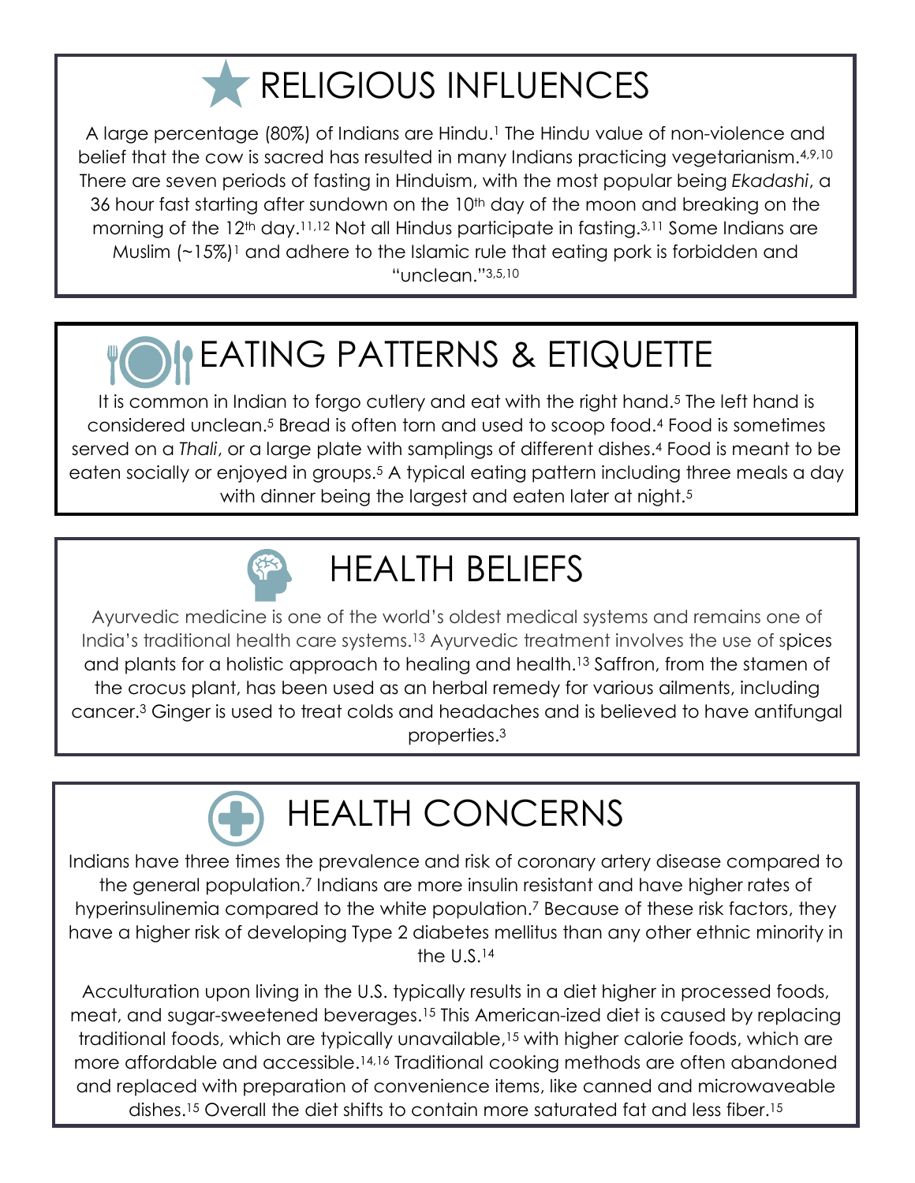# RELIGIOUS INFLUENCES

A large percentage (80%) of Indians are Hindu.[1] The Hindu value of non-violence and belief that the cow is sacred has resulted in many Indians practicing vegetarianism.[4,9,10] There are seven periods of fasting in Hinduism, with the most popular being *Ekadashi*, a 36 hour fast starting after sundown on the 10th day of the moon and breaking on the morning of the 12th day.[11,12] Not all Hindus participate in fasting.[3,11] Some Indians are Muslim (~15%)[1] and adhere to the Islamic rule that eating pork is forbidden and "unclean."[3,5,10]

# EATING PATTERNS & ETIQUETTE

It is common in Indian to forgo cutlery and eat with the right hand.[5] The left hand is considered unclean.[5] Bread is often torn and used to scoop food.[4] Food is sometimes served on a *Thali*, or a large plate with samplings of different dishes.[4] Food is meant to be eaten socially or enjoyed in groups.[5] A typical eating pattern including three meals a day with dinner being the largest and eaten later at night.[5]

# HEALTH BELIEFS

Ayurvedic medicine is one of the world's oldest medical systems and remains one of India's traditional health care systems.[13] Ayurvedic treatment involves the use of spices and plants for a holistic approach to healing and health.[13] Saffron, from the stamen of the crocus plant, has been used as an herbal remedy for various ailments, including cancer.[3] Ginger is used to treat colds and headaches and is believed to have antifungal properties.[3]

# HEALTH CONCERNS

Indians have three times the prevalence and risk of coronary artery disease compared to the general population.[7] Indians are more insulin resistant and have higher rates of hyperinsulinemia compared to the white population.[7] Because of these risk factors, they have a higher risk of developing Type 2 diabetes mellitus than any other ethnic minority in the U.S.[14]

Acculturation upon living in the U.S. typically results in a diet higher in processed foods, meat, and sugar-sweetened beverages.[15] This American-ized diet is caused by replacing traditional foods, which are typically unavailable,[15] with higher calorie foods, which are more affordable and accessible.[14,16] Traditional cooking methods are often abandoned and replaced with preparation of convenience items, like canned and microwaveable dishes.[15] Overall the diet shifts to contain more saturated fat and less fiber.[15]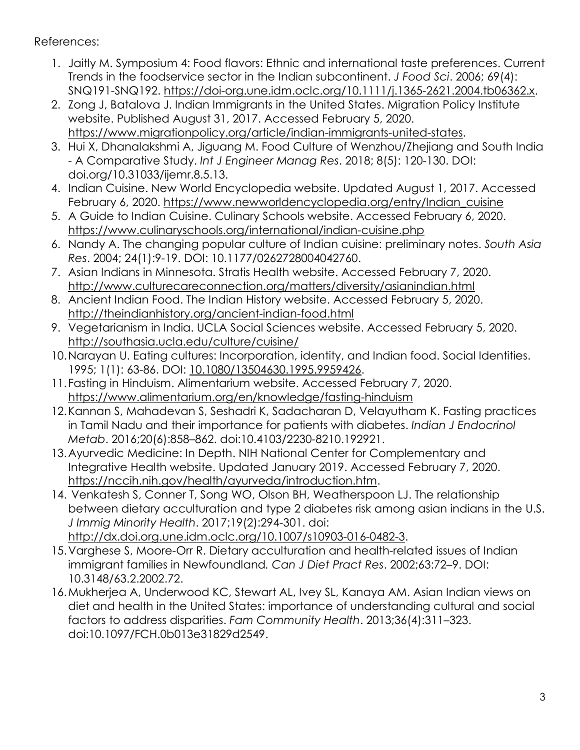References:

1. Jaitly M. Symposium 4: Food flavors: Ethnic and international taste preferences. Current Trends in the foodservice sector in the Indian subcontinent. *J Food Sci*. 2006; 69(4): SNQ191-SNQ192. https://doi-org.une.idm.oclc.org/10.1111/j.1365-2621.2004.tb06362.x.
2. Zong J, Batalova J. Indian Immigrants in the United States. Migration Policy Institute website. Published August 31, 2017. Accessed February 5, 2020. https://www.migrationpolicy.org/article/indian-immigrants-united-states.
3. Hui X, Dhanalakshmi A, Jiguang M. Food Culture of Wenzhou/Zhejiang and South India - A Comparative Study. *Int J Engineer Manag Res*. 2018; 8(5): 120-130. DOI: doi.org/10.31033/ijemr.8.5.13.
4. Indian Cuisine. New World Encyclopedia website. Updated August 1, 2017. Accessed February 6, 2020. https://www.newworldencyclopedia.org/entry/Indian_cuisine
5. A Guide to Indian Cuisine. Culinary Schools website. Accessed February 6, 2020. https://www.culinaryschools.org/international/indian-cuisine.php
6. Nandy A. The changing popular culture of Indian cuisine: preliminary notes. *South Asia Res*. 2004; 24(1):9-19. DOI: 10.1177/0262728004042760.
7. Asian Indians in Minnesota. Stratis Health website. Accessed February 7, 2020. http://www.culturecareconnection.org/matters/diversity/asianindian.html
8. Ancient Indian Food. The Indian History website. Accessed February 5, 2020. http://theindianhistory.org/ancient-indian-food.html
9. Vegetarianism in India. UCLA Social Sciences website. Accessed February 5, 2020. http://southasia.ucla.edu/culture/cuisine/
10. Narayan U. Eating cultures: Incorporation, identity, and Indian food. Social Identities. 1995; 1(1): 63-86. DOI: 10.1080/13504630.1995.9959426.
11. Fasting in Hinduism. Alimentarium website. Accessed February 7, 2020. https://www.alimentarium.org/en/knowledge/fasting-hinduism
12. Kannan S, Mahadevan S, Seshadri K, Sadacharan D, Velayutham K. Fasting practices in Tamil Nadu and their importance for patients with diabetes. *Indian J Endocrinol Metab*. 2016;20(6):858–862. doi:10.4103/2230-8210.192921.
13. Ayurvedic Medicine: In Depth. NIH National Center for Complementary and Integrative Health website. Updated January 2019. Accessed February 7, 2020. https://nccih.nih.gov/health/ayurveda/introduction.htm.
14. Venkatesh S, Conner T, Song WO, Olson BH, Weatherspoon LJ. The relationship between dietary acculturation and type 2 diabetes risk among asian indians in the U.S. *J Immig Minority Health*. 2017;19(2):294-301. doi: http://dx.doi.org.une.idm.oclc.org/10.1007/s10903-016-0482-3.
15. Varghese S, Moore-Orr R. Dietary acculturation and health-related issues of Indian immigrant families in Newfoundland. *Can J Diet Pract Res*. 2002;63:72–9. DOI: 10.3148/63.2.2002.72.
16. Mukherjea A, Underwood KC, Stewart AL, Ivey SL, Kanaya AM. Asian Indian views on diet and health in the United States: importance of understanding cultural and social factors to address disparities. *Fam Community Health*. 2013;36(4):311–323. doi:10.1097/FCH.0b013e31829d2549.